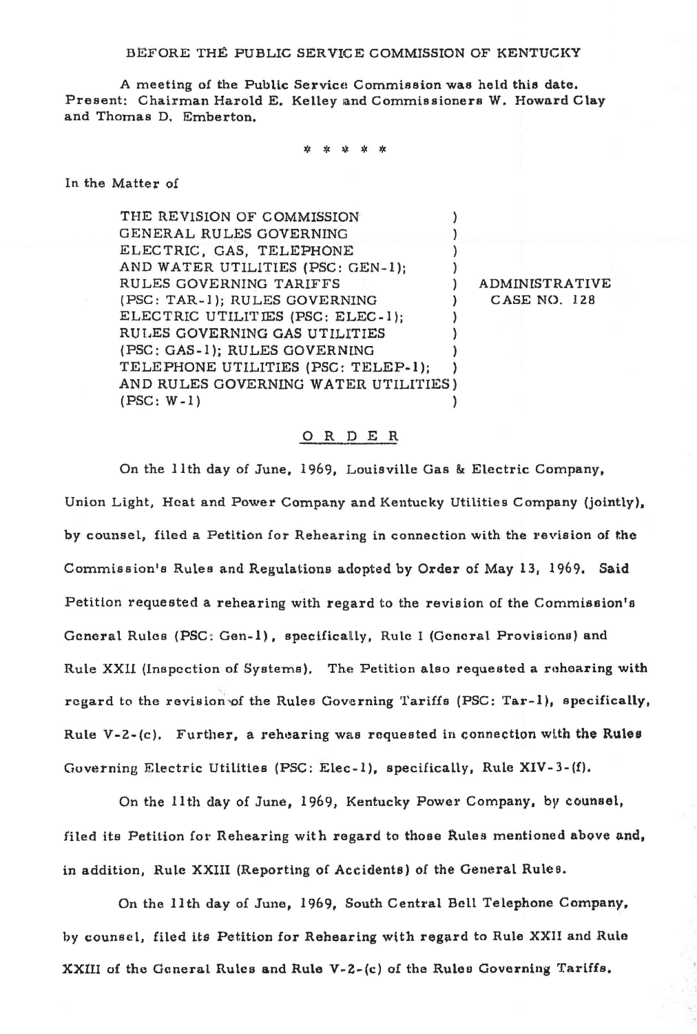BEFORE THE PUBLIC SERVICE COMMISSION OF KENTUCKY

A meeting of the Public Service Commission was held this date. Present: Chairman Harold E. Kelley and Commissioners W. Howard Clay and Thomas D. Emberton.

\* \* \* \* \*

In the Matter of

| | | |
|---|---|---|
| THE REVISION OF COMMISSION GENERAL RULES GOVERNING ELECTRIC, GAS, TELEPHONE AND WATER UTILITIES (PSC: GEN-1); RULES GOVERNING TARIFFS (PSC: TAR-1); RULES GOVERNING ELECTRIC UTILITIES (PSC: ELEC-1); RULES GOVERNING GAS UTILITIES (PSC: GAS-1); RULES GOVERNING TELEPHONE UTILITIES (PSC: TELEP-1); AND RULES GOVERNING WATER UTILITIES (PSC: W-1) | ) | ADMINISTRATIVE CASE NO. 128 |

## O R D E R

On the 11th day of June, 1969, Louisville Gas & Electric Company, Union Light, Heat and Power Company and Kentucky Utilities Company (jointly), by counsel, filed a Petition for Rehearing in connection with the revision of the Commission's Rules and Regulations adopted by Order of May 13, 1969. Said Petition requested a rehearing with regard to the revision of the Commission's General Rules (PSC: Gen-1), specifically, Rule I (General Provisions) and Rule XXII (Inspection of Systems). The Petition also requested a rehearing with regard to the revision of the Rules Governing Tariffs (PSC: Tar-1), specifically, Rule V-2-(c). Further, a rehearing was requested in connection with the Rules Governing Electric Utilities (PSC: Elec-1), specifically, Rule XIV-3-(f).

On the 11th day of June, 1969, Kentucky Power Company, by counsel, filed its Petition for Rehearing with regard to those Rules mentioned above and, in addition, Rule XXIII (Reporting of Accidents) of the General Rules.

On the 11th day of June, 1969, South Central Bell Telephone Company, by counsel, filed its Petition for Rehearing with regard to Rule XXII and Rule XXIII of the General Rules and Rule V-2-(c) of the Rules Governing Tariffs.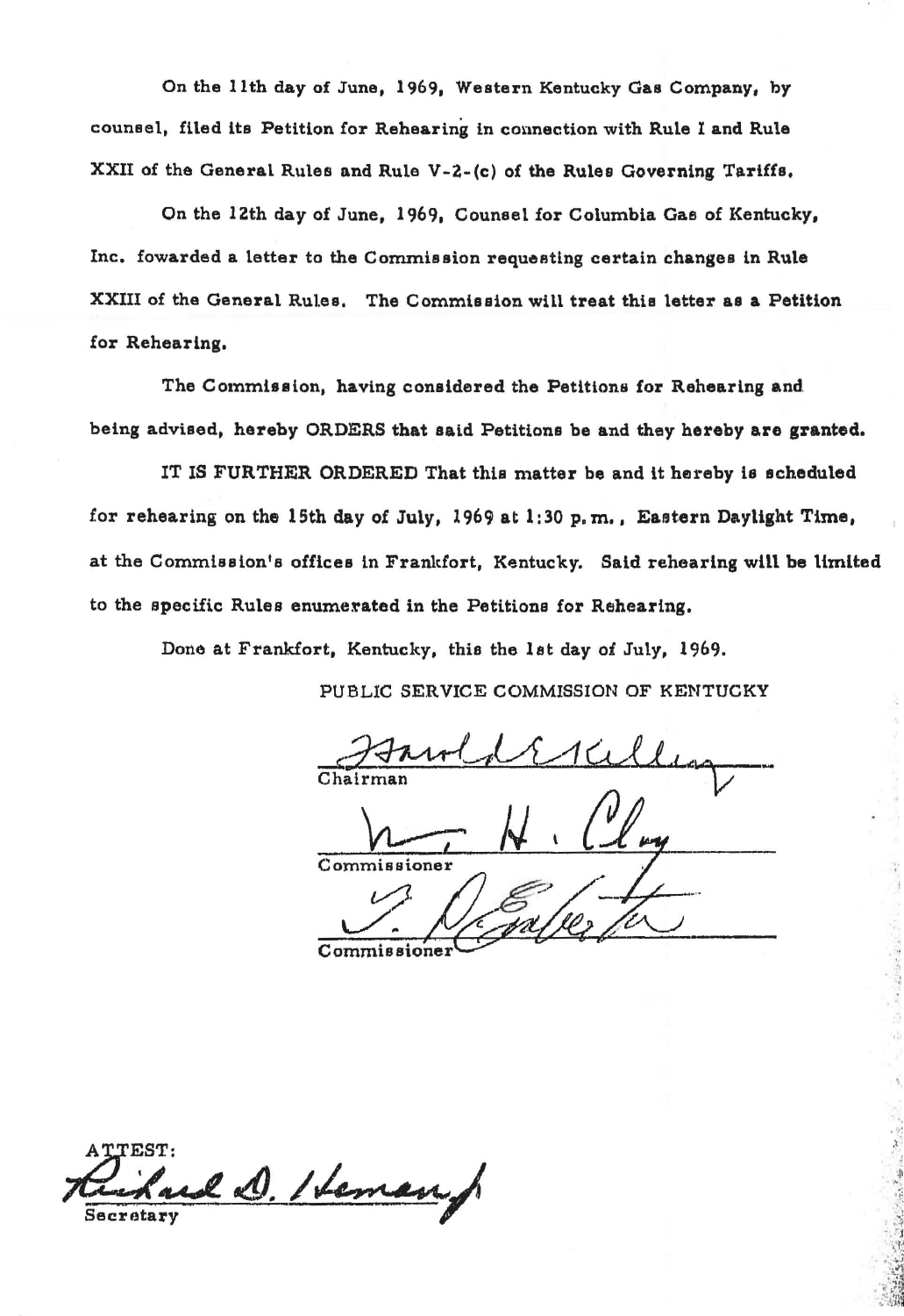On the 11th day of June, 1969, Western Kentucky Gas Company, by counsel, filed its Petition for Rehearing in connection with Rule I and Rule XXII of the General Rules and Rule V-2-(c) of the Rules Governing Tariffs.

On the 12th day of June, 1969, Counsel for Columbia Gas of Kentucky, Inc. fowarded a letter to the Commission requesting certain changes in Rule XXIII of the General Rules. The Commission will treat this letter as a Petition for Rehearing.

The Commission, having considered the Petitions for Rehearing and being advised, hereby ORDERS that said Petitions be and they hereby are granted.

IT IS FURTHER ORDERED That this matter be and it hereby is scheduled for rehearing on the 15th day of July, 1969 at 1:30 p.m., Eastern Daylight Time, at the Commission's offices in Frankfort, Kentucky. Said rehearing will be limited to the specific Rules enumerated in the Petitions for Rehearing.

Done at Frankfort, Kentucky, this the 1st day of July, 1969.

PUBLIC SERVICE COMMISSION OF KENTUCKY

Harold E. Kelley
Chairman

W. H. Clay
Commissioner

T. D. Enlerter
Commissioner

ATTEST:

Richard D. Heman, Jr.
Secretary